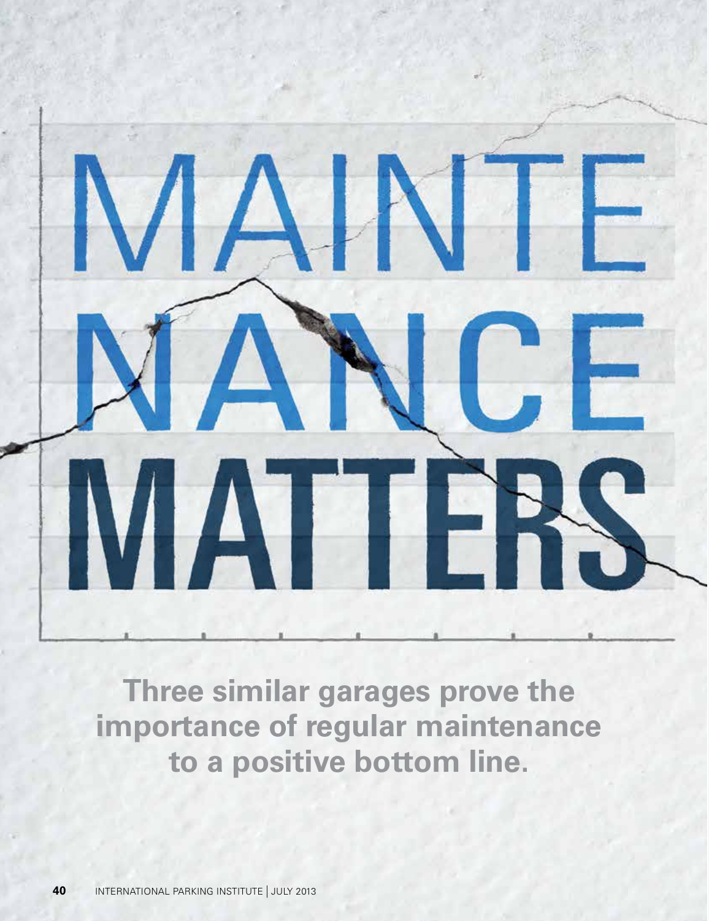# MAINTENANCE MATTERS

**Three similar garages prove the importance of regular maintenance to a positive bottom line.**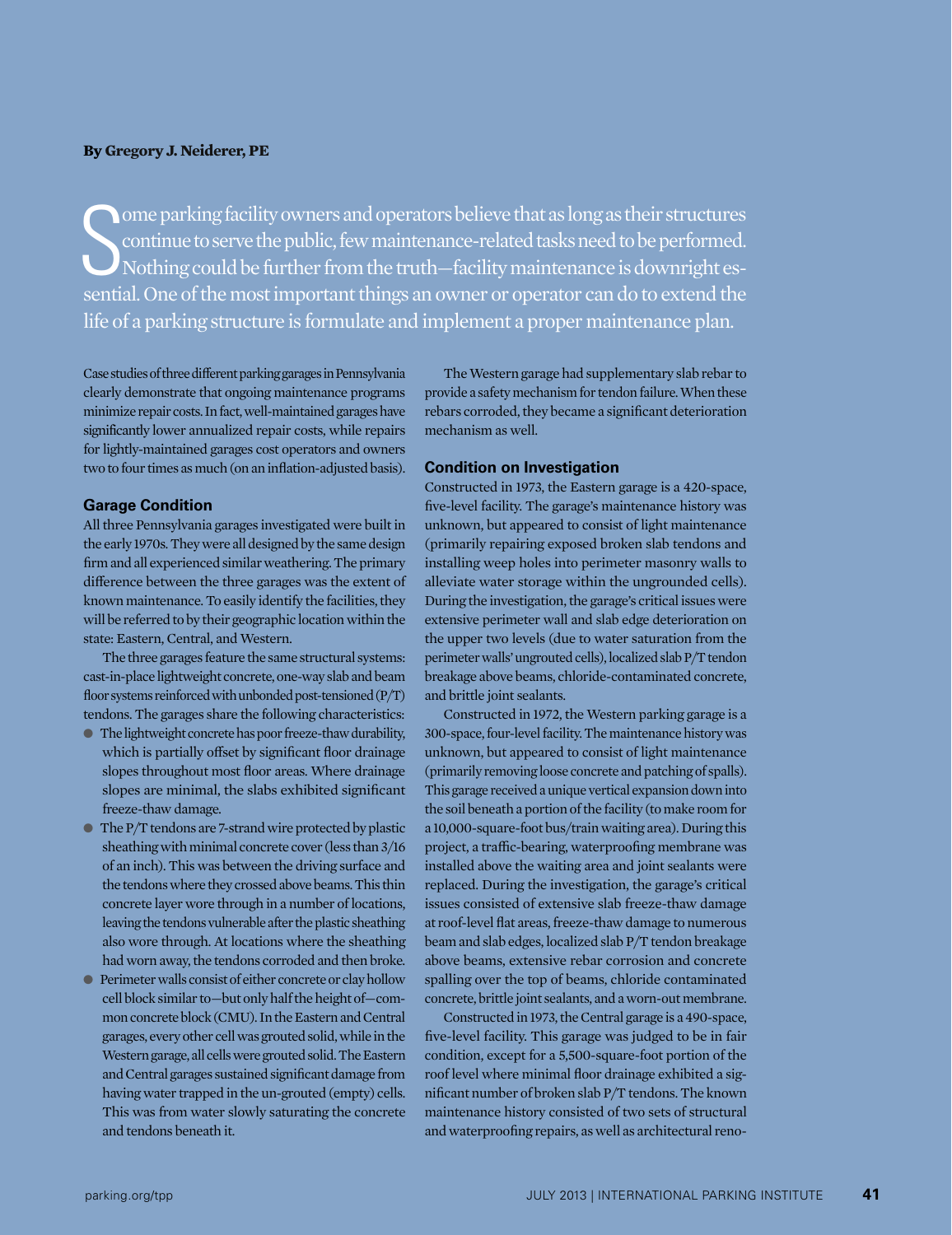**By Gregory J. Neiderer, PE**

Some parking facility owners and operators believe that as long as their structures continue to serve the public, few maintenance-related tasks need to be performed. Nothing could be further from the truth—facility maintenance is downright essential. One of the most important things an owner or operator can do to extend the life of a parking structure is formulate and implement a proper maintenance plan.

Case studies of three different parking garages in Pennsylvania clearly demonstrate that ongoing maintenance programs minimize repair costs. In fact, well-maintained garages have significantly lower annualized repair costs, while repairs for lightly-maintained garages cost operators and owners two to four times as much (on an inflation-adjusted basis).

## Garage Condition

All three Pennsylvania garages investigated were built in the early 1970s. They were all designed by the same design firm and all experienced similar weathering. The primary difference between the three garages was the extent of known maintenance. To easily identify the facilities, they will be referred to by their geographic location within the state: Eastern, Central, and Western.

The three garages feature the same structural systems: cast-in-place lightweight concrete, one-way slab and beam floor systems reinforced with unbonded post-tensioned (P/T) tendons. The garages share the following characteristics:

- The lightweight concrete has poor freeze-thaw durability, which is partially offset by significant floor drainage slopes throughout most floor areas. Where drainage slopes are minimal, the slabs exhibited significant freeze-thaw damage.
- The P/T tendons are 7-strand wire protected by plastic sheathing with minimal concrete cover (less than 3/16 of an inch). This was between the driving surface and the tendons where they crossed above beams. This thin concrete layer wore through in a number of locations, leaving the tendons vulnerable after the plastic sheathing also wore through. At locations where the sheathing had worn away, the tendons corroded and then broke.
- Perimeter walls consist of either concrete or clay hollow cell block similar to—but only half the height of—common concrete block (CMU). In the Eastern and Central garages, every other cell was grouted solid, while in the Western garage, all cells were grouted solid. The Eastern and Central garages sustained significant damage from having water trapped in the un-grouted (empty) cells. This was from water slowly saturating the concrete and tendons beneath it.

The Western garage had supplementary slab rebar to provide a safety mechanism for tendon failure. When these rebars corroded, they became a significant deterioration mechanism as well.

## Condition on Investigation

Constructed in 1973, the Eastern garage is a 420-space, five-level facility. The garage's maintenance history was unknown, but appeared to consist of light maintenance (primarily repairing exposed broken slab tendons and installing weep holes into perimeter masonry walls to alleviate water storage within the ungrounded cells). During the investigation, the garage's critical issues were extensive perimeter wall and slab edge deterioration on the upper two levels (due to water saturation from the perimeter walls' ungrouted cells), localized slab P/T tendon breakage above beams, chloride-contaminated concrete, and brittle joint sealants.

Constructed in 1972, the Western parking garage is a 300-space, four-level facility. The maintenance history was unknown, but appeared to consist of light maintenance (primarily removing loose concrete and patching of spalls). This garage received a unique vertical expansion down into the soil beneath a portion of the facility (to make room for a 10,000-square-foot bus/train waiting area). During this project, a traffic-bearing, waterproofing membrane was installed above the waiting area and joint sealants were replaced. During the investigation, the garage's critical issues consisted of extensive slab freeze-thaw damage at roof-level flat areas, freeze-thaw damage to numerous beam and slab edges, localized slab P/T tendon breakage above beams, extensive rebar corrosion and concrete spalling over the top of beams, chloride contaminated concrete, brittle joint sealants, and a worn-out membrane.

Constructed in 1973, the Central garage is a 490-space, five-level facility. This garage was judged to be in fair condition, except for a 5,500-square-foot portion of the roof level where minimal floor drainage exhibited a significant number of broken slab P/T tendons. The known maintenance history consisted of two sets of structural and waterproofing repairs, as well as architectural reno-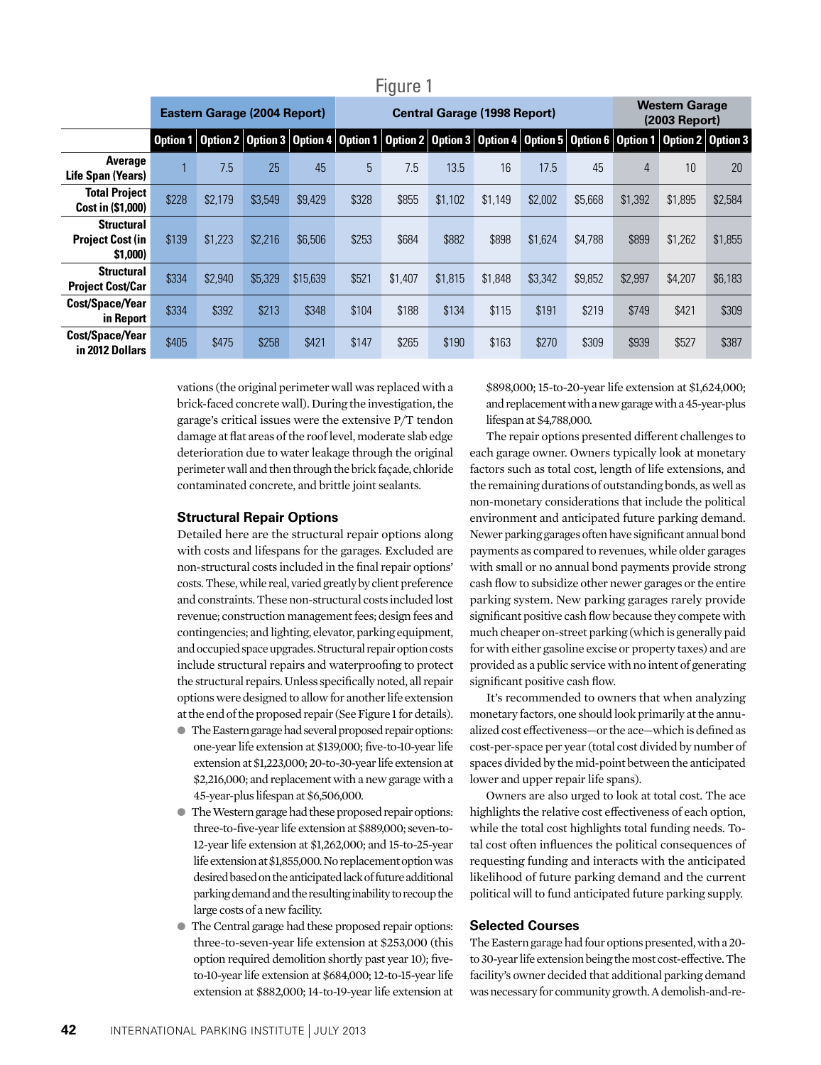Figure 1

| | Eastern Garage (2004 Report) | | | | Central Garage (1998 Report) | | | | | | Western Garage (2003 Report) | | |
|---|---|---|---|---|---|---|---|---|---|---|---|---|---|
| | Option 1 | Option 2 | Option 3 | Option 4 | Option 1 | Option 2 | Option 3 | Option 4 | Option 5 | Option 6 | Option 1 | Option 2 | Option 3 |
| Average Life Span (Years) | 1 | 7.5 | 25 | 45 | 5 | 7.5 | 13.5 | 16 | 17.5 | 45 | 4 | 10 | 20 |
| Total Project Cost in ($1,000) | $228 | $2,179 | $3,549 | $9,429 | $328 | $855 | $1,102 | $1,149 | $2,002 | $5,668 | $1,392 | $1,895 | $2,584 |
| Structural Project Cost (in $1,000) | $139 | $1,223 | $2,216 | $6,506 | $253 | $684 | $882 | $898 | $1,624 | $4,788 | $899 | $1,262 | $1,855 |
| Structural Project Cost/Car | $334 | $2,940 | $5,329 | $15,639 | $521 | $1,407 | $1,815 | $1,848 | $3,342 | $9,852 | $2,997 | $4,207 | $6,183 |
| Cost/Space/Year in Report | $334 | $392 | $213 | $348 | $104 | $188 | $134 | $115 | $191 | $219 | $749 | $421 | $309 |
| Cost/Space/Year in 2012 Dollars | $405 | $475 | $258 | $421 | $147 | $265 | $190 | $163 | $270 | $309 | $939 | $527 | $387 |

vations (the original perimeter wall was replaced with a brick-faced concrete wall). During the investigation, the garage's critical issues were the extensive P/T tendon damage at flat areas of the roof level, moderate slab edge deterioration due to water leakage through the original perimeter wall and then through the brick façade, chloride contaminated concrete, and brittle joint sealants.

### Structural Repair Options

Detailed here are the structural repair options along with costs and lifespans for the garages. Excluded are non-structural costs included in the final repair options' costs. These, while real, varied greatly by client preference and constraints. These non-structural costs included lost revenue; construction management fees; design fees and contingencies; and lighting, elevator, parking equipment, and occupied space upgrades. Structural repair option costs include structural repairs and waterproofing to protect the structural repairs. Unless specifically noted, all repair options were designed to allow for another life extension at the end of the proposed repair (See Figure 1 for details).

- The Eastern garage had several proposed repair options: one-year life extension at $139,000; five-to-10-year life extension at $1,223,000; 20-to-30-year life extension at $2,216,000; and replacement with a new garage with a 45-year-plus lifespan at $6,506,000.
- The Western garage had these proposed repair options: three-to-five-year life extension at $889,000; seven-to-12-year life extension at $1,262,000; and 15-to-25-year life extension at $1,855,000. No replacement option was desired based on the anticipated lack of future additional parking demand and the resulting inability to recoup the large costs of a new facility.
- The Central garage had these proposed repair options: three-to-seven-year life extension at $253,000 (this option required demolition shortly past year 10); five-to-10-year life extension at $684,000; 12-to-15-year life extension at $882,000; 14-to-19-year life extension at $898,000; 15-to-20-year life extension at $1,624,000; and replacement with a new garage with a 45-year-plus lifespan at $4,788,000.

The repair options presented different challenges to each garage owner. Owners typically look at monetary factors such as total cost, length of life extensions, and the remaining durations of outstanding bonds, as well as non-monetary considerations that include the political environment and anticipated future parking demand. Newer parking garages often have significant annual bond payments as compared to revenues, while older garages with small or no annual bond payments provide strong cash flow to subsidize other newer garages or the entire parking system. New parking garages rarely provide significant positive cash flow because they compete with much cheaper on-street parking (which is generally paid for with either gasoline excise or property taxes) and are provided as a public service with no intent of generating significant positive cash flow.

It's recommended to owners that when analyzing monetary factors, one should look primarily at the annualized cost effectiveness—or the ace—which is defined as cost-per-space per year (total cost divided by number of spaces divided by the mid-point between the anticipated lower and upper repair life spans).

Owners are also urged to look at total cost. The ace highlights the relative cost effectiveness of each option, while the total cost highlights total funding needs. Total cost often influences the political consequences of requesting funding and interacts with the anticipated likelihood of future parking demand and the current political will to fund anticipated future parking supply.

### Selected Courses

The Eastern garage had four options presented, with a 20-to 30-year life extension being the most cost-effective. The facility's owner decided that additional parking demand was necessary for community growth. A demolish-and-re-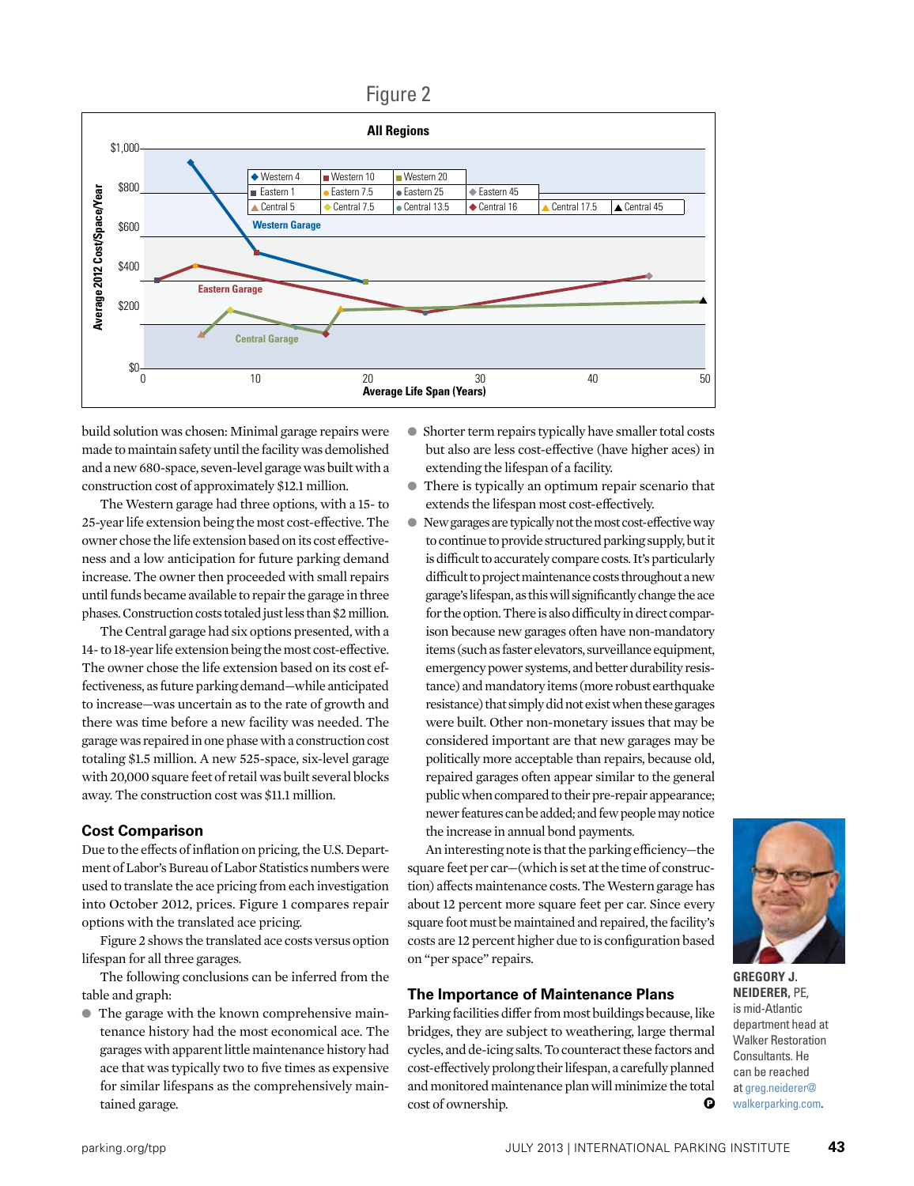Figure 2

All Regions

$1,000
$800
$600
$400
$200
$0

Average 2012 Cost/Space/Year

Western 4 | Western 10 | Western 20
Eastern 1 | Eastern 7.5 | Eastern 25 | Eastern 45
Central 5 | Central 7.5 | Central 13.5 | Central 16 | Central 17.5 | Central 45

Western Garage

Eastern Garage

Central Garage

0 10 20 30 40 50

Average Life Span (Years)

build solution was chosen: Minimal garage repairs were made to maintain safety until the facility was demolished and a new 680-space, seven-level garage was built with a construction cost of approximately $12.1 million.

The Western garage had three options, with a 15- to 25-year life extension being the most cost-effective. The owner chose the life extension based on its cost effectiveness and a low anticipation for future parking demand increase. The owner then proceeded with small repairs until funds became available to repair the garage in three phases. Construction costs totaled just less than $2 million.

The Central garage had six options presented, with a 14- to 18-year life extension being the most cost-effective. The owner chose the life extension based on its cost effectiveness, as future parking demand—while anticipated to increase—was uncertain as to the rate of growth and there was time before a new facility was needed. The garage was repaired in one phase with a construction cost totaling $1.5 million. A new 525-space, six-level garage with 20,000 square feet of retail was built several blocks away. The construction cost was $11.1 million.

## Cost Comparison

Due to the effects of inflation on pricing, the U.S. Department of Labor's Bureau of Labor Statistics numbers were used to translate the ace pricing from each investigation into October 2012, prices. Figure 1 compares repair options with the translated ace pricing.

Figure 2 shows the translated ace costs versus option lifespan for all three garages.

The following conclusions can be inferred from the table and graph:

- The garage with the known comprehensive maintenance history had the most economical ace. The garages with apparent little maintenance history had ace that was typically two to five times as expensive for similar lifespans as the comprehensively maintained garage.
- Shorter term repairs typically have smaller total costs but also are less cost-effective (have higher aces) in extending the lifespan of a facility.
- There is typically an optimum repair scenario that extends the lifespan most cost-effectively.
- New garages are typically not the most cost-effective way to continue to provide structured parking supply, but it is difficult to accurately compare costs. It's particularly difficult to project maintenance costs throughout a new garage's lifespan, as this will significantly change the ace for the option. There is also difficulty in direct comparison because new garages often have non-mandatory items (such as faster elevators, surveillance equipment, emergency power systems, and better durability resistance) and mandatory items (more robust earthquake resistance) that simply did not exist when these garages were built. Other non-monetary issues that may be considered important are that new garages may be politically more acceptable than repairs, because old, repaired garages often appear similar to the general public when compared to their pre-repair appearance; newer features can be added; and few people may notice the increase in annual bond payments.

An interesting note is that the parking efficiency—the square feet per car—(which is set at the time of construction) affects maintenance costs. The Western garage has about 12 percent more square feet per car. Since every square foot must be maintained and repaired, the facility's costs are 12 percent higher due to is configuration based on "per space" repairs.

## The Importance of Maintenance Plans

Parking facilities differ from most buildings because, like bridges, they are subject to weathering, large thermal cycles, and de-icing salts. To counteract these factors and cost-effectively prolong their lifespan, a carefully planned and monitored maintenance plan will minimize the total cost of ownership.

**GREGORY J. NEIDERER,** PE, is mid-Atlantic department head at Walker Restoration Consultants. He can be reached at greg.neiderer@walkerparking.com.